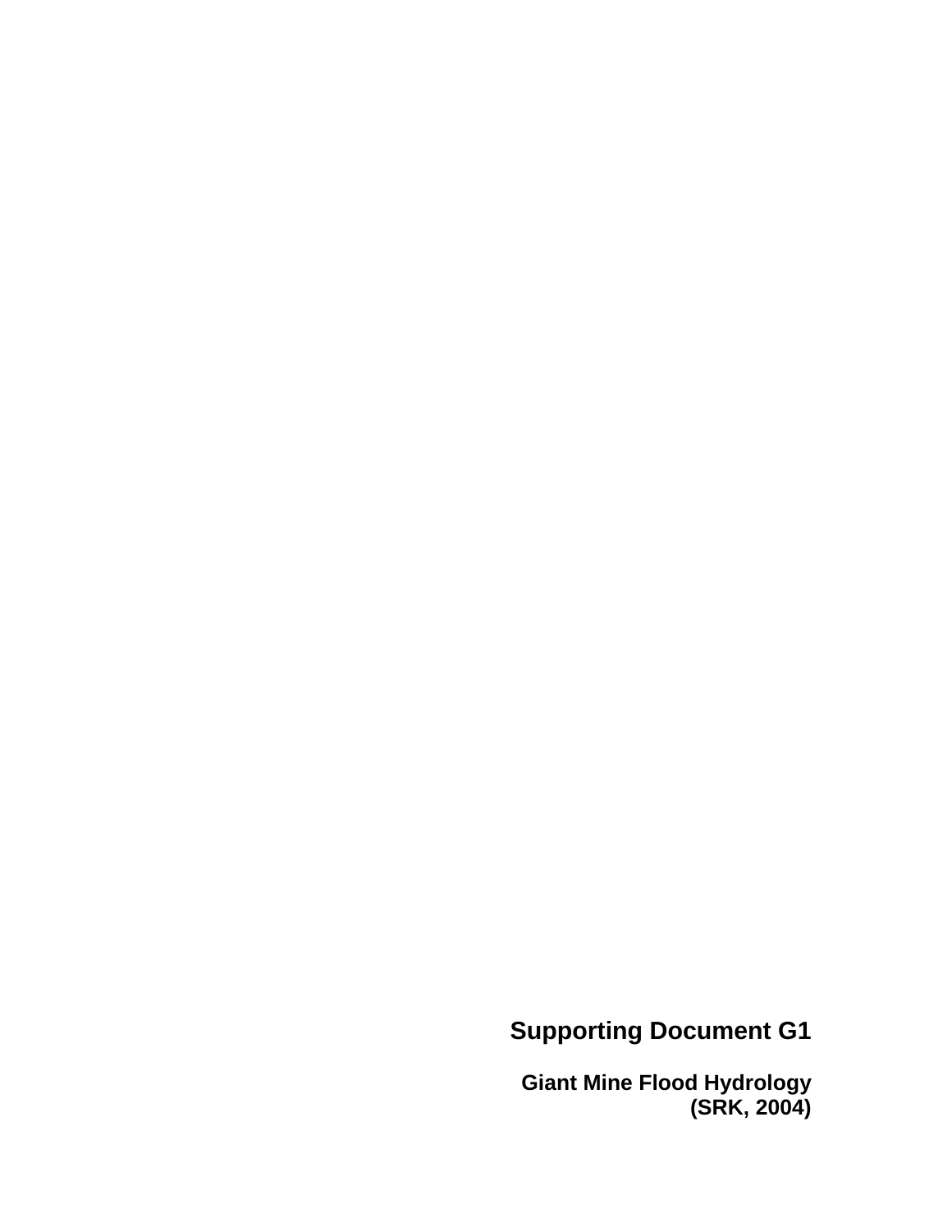# Supporting Document G1

**Giant Mine Flood Hydrology (SRK, 2004)**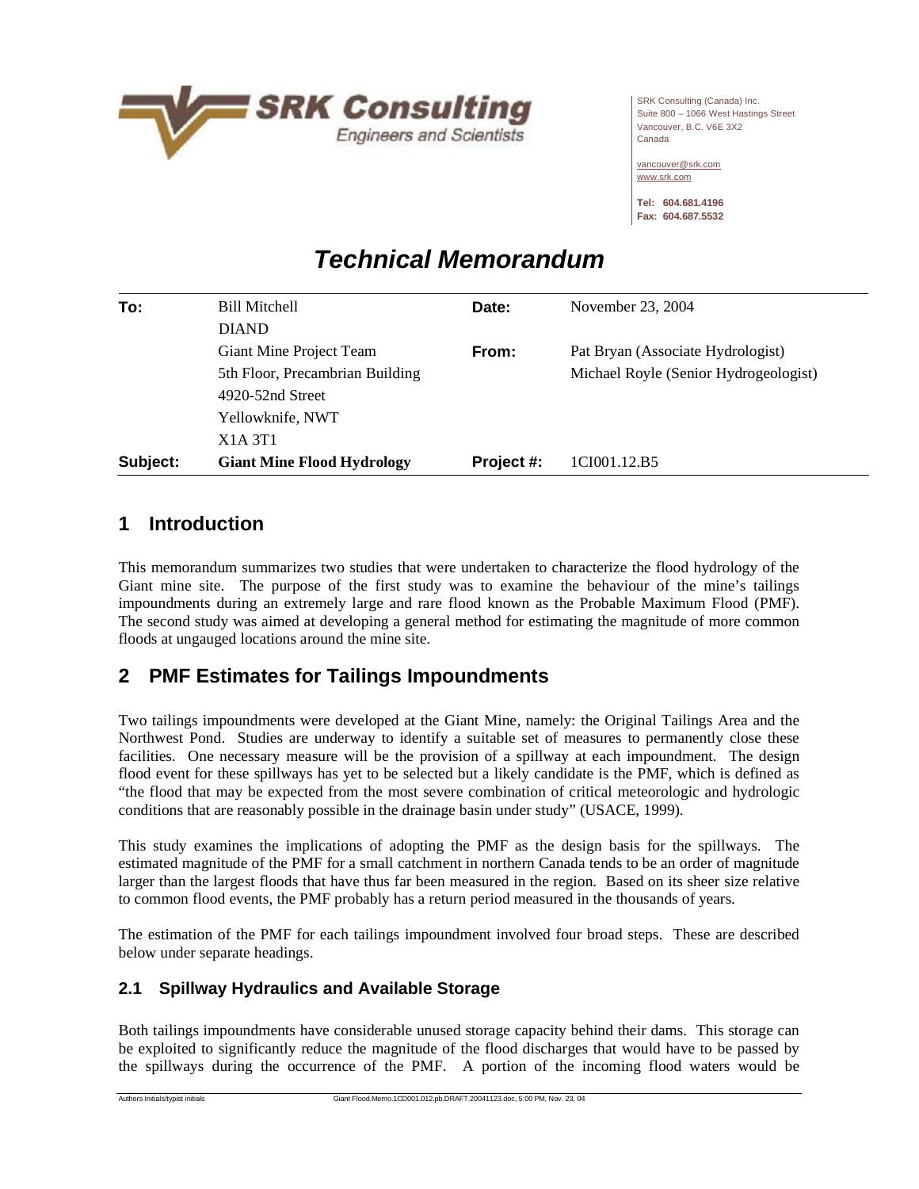SRK Consulting (Canada) Inc.
Suite 800 – 1066 West Hastings Street
Vancouver, B.C. V6E 3X2
Canada

vancouver@srk.com
www.srk.com

Tel: 604.681.4196
Fax: 604.687.5532

# Technical Memorandum

| | | | |
|---|---|---|---|
| **To:** | Bill Mitchell<br>DIAND<br>Giant Mine Project Team<br>5th Floor, Precambrian Building<br>4920-52nd Street<br>Yellowknife, NWT<br>X1A 3T1 | **Date:**<br><br>**From:** | November 23, 2004<br><br>Pat Bryan (Associate Hydrologist)<br>Michael Royle (Senior Hydrogeologist) |
| **Subject:** | **Giant Mine Flood Hydrology** | **Project #:** | 1CI001.12.B5 |

## 1 Introduction

This memorandum summarizes two studies that were undertaken to characterize the flood hydrology of the Giant mine site. The purpose of the first study was to examine the behaviour of the mine's tailings impoundments during an extremely large and rare flood known as the Probable Maximum Flood (PMF). The second study was aimed at developing a general method for estimating the magnitude of more common floods at ungauged locations around the mine site.

## 2 PMF Estimates for Tailings Impoundments

Two tailings impoundments were developed at the Giant Mine, namely: the Original Tailings Area and the Northwest Pond. Studies are underway to identify a suitable set of measures to permanently close these facilities. One necessary measure will be the provision of a spillway at each impoundment. The design flood event for these spillways has yet to be selected but a likely candidate is the PMF, which is defined as "the flood that may be expected from the most severe combination of critical meteorologic and hydrologic conditions that are reasonably possible in the drainage basin under study" (USACE, 1999).

This study examines the implications of adopting the PMF as the design basis for the spillways. The estimated magnitude of the PMF for a small catchment in northern Canada tends to be an order of magnitude larger than the largest floods that have thus far been measured in the region. Based on its sheer size relative to common flood events, the PMF probably has a return period measured in the thousands of years.

The estimation of the PMF for each tailings impoundment involved four broad steps. These are described below under separate headings.

### 2.1 Spillway Hydraulics and Available Storage

Both tailings impoundments have considerable unused storage capacity behind their dams. This storage can be exploited to significantly reduce the magnitude of the flood discharges that would have to be passed by the spillways during the occurrence of the PMF. A portion of the incoming flood waters would be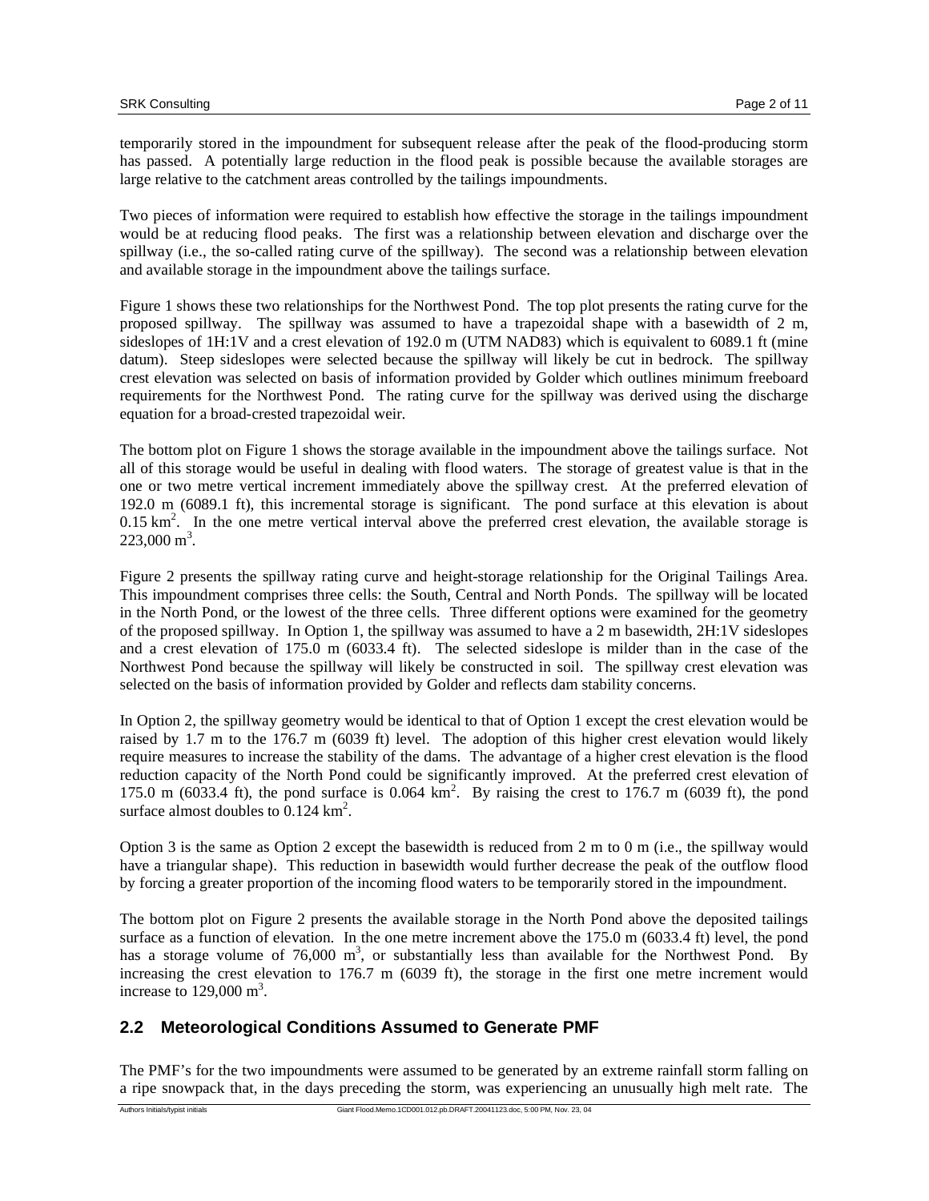temporarily stored in the impoundment for subsequent release after the peak of the flood-producing storm has passed. A potentially large reduction in the flood peak is possible because the available storages are large relative to the catchment areas controlled by the tailings impoundments.

Two pieces of information were required to establish how effective the storage in the tailings impoundment would be at reducing flood peaks. The first was a relationship between elevation and discharge over the spillway (i.e., the so-called rating curve of the spillway). The second was a relationship between elevation and available storage in the impoundment above the tailings surface.

Figure 1 shows these two relationships for the Northwest Pond. The top plot presents the rating curve for the proposed spillway. The spillway was assumed to have a trapezoidal shape with a basewidth of 2 m, sideslopes of 1H:1V and a crest elevation of 192.0 m (UTM NAD83) which is equivalent to 6089.1 ft (mine datum). Steep sideslopes were selected because the spillway will likely be cut in bedrock. The spillway crest elevation was selected on basis of information provided by Golder which outlines minimum freeboard requirements for the Northwest Pond. The rating curve for the spillway was derived using the discharge equation for a broad-crested trapezoidal weir.

The bottom plot on Figure 1 shows the storage available in the impoundment above the tailings surface. Not all of this storage would be useful in dealing with flood waters. The storage of greatest value is that in the one or two metre vertical increment immediately above the spillway crest. At the preferred elevation of 192.0 m (6089.1 ft), this incremental storage is significant. The pond surface at this elevation is about 0.15 $km^2$. In the one metre vertical interval above the preferred crest elevation, the available storage is 223,000 $m^3$.

Figure 2 presents the spillway rating curve and height-storage relationship for the Original Tailings Area. This impoundment comprises three cells: the South, Central and North Ponds. The spillway will be located in the North Pond, or the lowest of the three cells. Three different options were examined for the geometry of the proposed spillway. In Option 1, the spillway was assumed to have a 2 m basewidth, 2H:1V sideslopes and a crest elevation of 175.0 m (6033.4 ft). The selected sideslope is milder than in the case of the Northwest Pond because the spillway will likely be constructed in soil. The spillway crest elevation was selected on the basis of information provided by Golder and reflects dam stability concerns.

In Option 2, the spillway geometry would be identical to that of Option 1 except the crest elevation would be raised by 1.7 m to the 176.7 m (6039 ft) level. The adoption of this higher crest elevation would likely require measures to increase the stability of the dams. The advantage of a higher crest elevation is the flood reduction capacity of the North Pond could be significantly improved. At the preferred crest elevation of 175.0 m (6033.4 ft), the pond surface is 0.064 $km^2$. By raising the crest to 176.7 m (6039 ft), the pond surface almost doubles to 0.124 $km^2$.

Option 3 is the same as Option 2 except the basewidth is reduced from 2 m to 0 m (i.e., the spillway would have a triangular shape). This reduction in basewidth would further decrease the peak of the outflow flood by forcing a greater proportion of the incoming flood waters to be temporarily stored in the impoundment.

The bottom plot on Figure 2 presents the available storage in the North Pond above the deposited tailings surface as a function of elevation. In the one metre increment above the 175.0 m (6033.4 ft) level, the pond has a storage volume of 76,000 $m^3$, or substantially less than available for the Northwest Pond. By increasing the crest elevation to 176.7 m (6039 ft), the storage in the first one metre increment would increase to 129,000 $m^3$.

## 2.2 Meteorological Conditions Assumed to Generate PMF

The PMF's for the two impoundments were assumed to be generated by an extreme rainfall storm falling on a ripe snowpack that, in the days preceding the storm, was experiencing an unusually high melt rate. The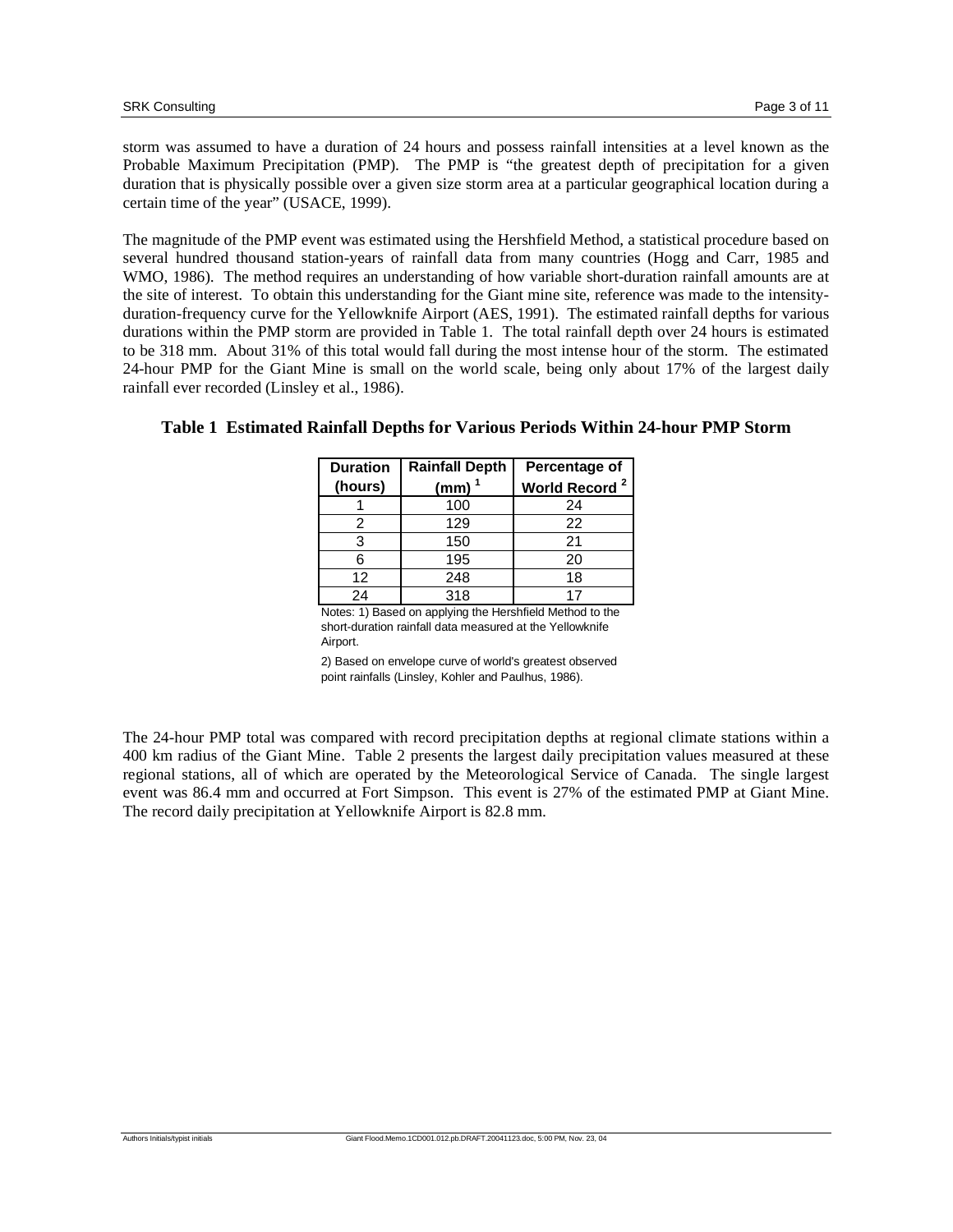storm was assumed to have a duration of 24 hours and possess rainfall intensities at a level known as the Probable Maximum Precipitation (PMP). The PMP is "the greatest depth of precipitation for a given duration that is physically possible over a given size storm area at a particular geographical location during a certain time of the year" (USACE, 1999).

The magnitude of the PMP event was estimated using the Hershfield Method, a statistical procedure based on several hundred thousand station-years of rainfall data from many countries (Hogg and Carr, 1985 and WMO, 1986). The method requires an understanding of how variable short-duration rainfall amounts are at the site of interest. To obtain this understanding for the Giant mine site, reference was made to the intensity-duration-frequency curve for the Yellowknife Airport (AES, 1991). The estimated rainfall depths for various durations within the PMP storm are provided in Table 1. The total rainfall depth over 24 hours is estimated to be 318 mm. About 31% of this total would fall during the most intense hour of the storm. The estimated 24-hour PMP for the Giant Mine is small on the world scale, being only about 17% of the largest daily rainfall ever recorded (Linsley et al., 1986).

**Table 1 Estimated Rainfall Depths for Various Periods Within 24-hour PMP Storm**

| Duration (hours) | Rainfall Depth (mm) [1] | Percentage of World Record [2] |
|---|---|---|
| 1 | 100 | 24 |
| 2 | 129 | 22 |
| 3 | 150 | 21 |
| 6 | 195 | 20 |
| 12 | 248 | 18 |
| 24 | 318 | 17 |

Notes: 1) Based on applying the Hershfield Method to the short-duration rainfall data measured at the Yellowknife Airport.

2) Based on envelope curve of world's greatest observed point rainfalls (Linsley, Kohler and Paulhus, 1986).

The 24-hour PMP total was compared with record precipitation depths at regional climate stations within a 400 km radius of the Giant Mine. Table 2 presents the largest daily precipitation values measured at these regional stations, all of which are operated by the Meteorological Service of Canada. The single largest event was 86.4 mm and occurred at Fort Simpson. This event is 27% of the estimated PMP at Giant Mine. The record daily precipitation at Yellowknife Airport is 82.8 mm.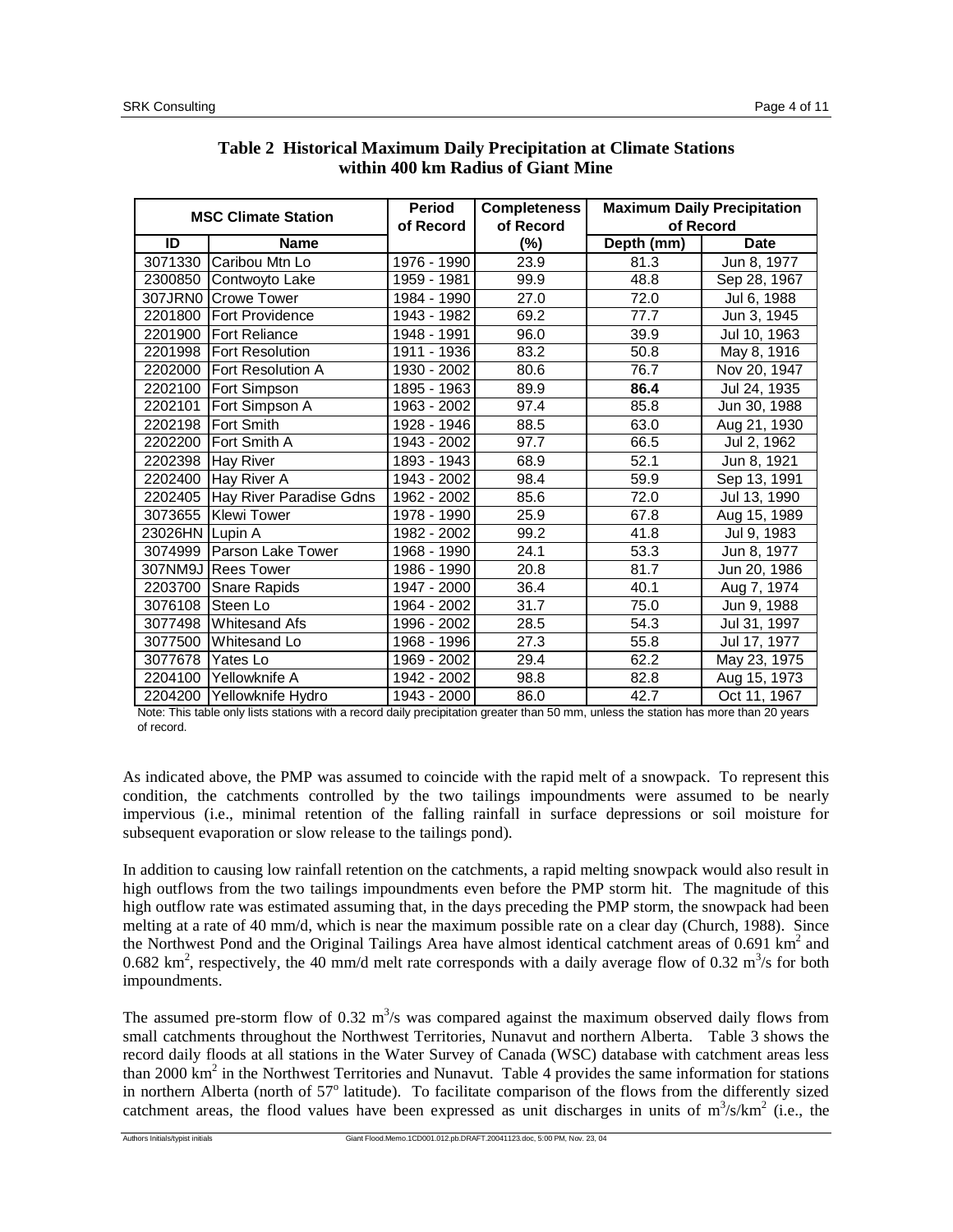**Table 2 Historical Maximum Daily Precipitation at Climate Stations within 400 km Radius of Giant Mine**

| MSC Climate Station | | Period of Record | Completeness of Record | Maximum Daily Precipitation of Record | |
|---|---|---|---|---|---|
| ID | Name | | (%) | Depth (mm) | Date |
| 3071330 | Caribou Mtn Lo | 1976 - 1990 | 23.9 | 81.3 | Jun 8, 1977 |
| 2300850 | Contwoyto Lake | 1959 - 1981 | 99.9 | 48.8 | Sep 28, 1967 |
| 307JRN0 | Crowe Tower | 1984 - 1990 | 27.0 | 72.0 | Jul 6, 1988 |
| 2201800 | Fort Providence | 1943 - 1982 | 69.2 | 77.7 | Jun 3, 1945 |
| 2201900 | Fort Reliance | 1948 - 1991 | 96.0 | 39.9 | Jul 10, 1963 |
| 2201998 | Fort Resolution | 1911 - 1936 | 83.2 | 50.8 | May 8, 1916 |
| 2202000 | Fort Resolution A | 1930 - 2002 | 80.6 | 76.7 | Nov 20, 1947 |
| 2202100 | Fort Simpson | 1895 - 1963 | 89.9 | **86.4** | Jul 24, 1935 |
| 2202101 | Fort Simpson A | 1963 - 2002 | 97.4 | 85.8 | Jun 30, 1988 |
| 2202198 | Fort Smith | 1928 - 1946 | 88.5 | 63.0 | Aug 21, 1930 |
| 2202200 | Fort Smith A | 1943 - 2002 | 97.7 | 66.5 | Jul 2, 1962 |
| 2202398 | Hay River | 1893 - 1943 | 68.9 | 52.1 | Jun 8, 1921 |
| 2202400 | Hay River A | 1943 - 2002 | 98.4 | 59.9 | Sep 13, 1991 |
| 2202405 | Hay River Paradise Gdns | 1962 - 2002 | 85.6 | 72.0 | Jul 13, 1990 |
| 3073655 | Klewi Tower | 1978 - 1990 | 25.9 | 67.8 | Aug 15, 1989 |
| 23026HN | Lupin A | 1982 - 2002 | 99.2 | 41.8 | Jul 9, 1983 |
| 3074999 | Parson Lake Tower | 1968 - 1990 | 24.1 | 53.3 | Jun 8, 1977 |
| 307NM9J | Rees Tower | 1986 - 1990 | 20.8 | 81.7 | Jun 20, 1986 |
| 2203700 | Snare Rapids | 1947 - 2000 | 36.4 | 40.1 | Aug 7, 1974 |
| 3076108 | Steen Lo | 1964 - 2002 | 31.7 | 75.0 | Jun 9, 1988 |
| 3077498 | Whitesand Afs | 1996 - 2002 | 28.5 | 54.3 | Jul 31, 1997 |
| 3077500 | Whitesand Lo | 1968 - 1996 | 27.3 | 55.8 | Jul 17, 1977 |
| 3077678 | Yates Lo | 1969 - 2002 | 29.4 | 62.2 | May 23, 1975 |
| 2204100 | Yellowknife A | 1942 - 2002 | 98.8 | 82.8 | Aug 15, 1973 |
| 2204200 | Yellowknife Hydro | 1943 - 2000 | 86.0 | 42.7 | Oct 11, 1967 |

Note: This table only lists stations with a record daily precipitation greater than 50 mm, unless the station has more than 20 years of record.

As indicated above, the PMP was assumed to coincide with the rapid melt of a snowpack. To represent this condition, the catchments controlled by the two tailings impoundments were assumed to be nearly impervious (i.e., minimal retention of the falling rainfall in surface depressions or soil moisture for subsequent evaporation or slow release to the tailings pond).

In addition to causing low rainfall retention on the catchments, a rapid melting snowpack would also result in high outflows from the two tailings impoundments even before the PMP storm hit. The magnitude of this high outflow rate was estimated assuming that, in the days preceding the PMP storm, the snowpack had been melting at a rate of 40 mm/d, which is near the maximum possible rate on a clear day (Church, 1988). Since the Northwest Pond and the Original Tailings Area have almost identical catchment areas of 0.691 $km^2$ and 0.682 $km^2$, respectively, the 40 mm/d melt rate corresponds with a daily average flow of 0.32 $m^3/s$ for both impoundments.

The assumed pre-storm flow of 0.32 $m^3/s$ was compared against the maximum observed daily flows from small catchments throughout the Northwest Territories, Nunavut and northern Alberta. Table 3 shows the record daily floods at all stations in the Water Survey of Canada (WSC) database with catchment areas less than 2000 $km^2$ in the Northwest Territories and Nunavut. Table 4 provides the same information for stations in northern Alberta (north of 57$^o$ latitude). To facilitate comparison of the flows from the differently sized catchment areas, the flood values have been expressed as unit discharges in units of $m^3/s/km^2$ (i.e., the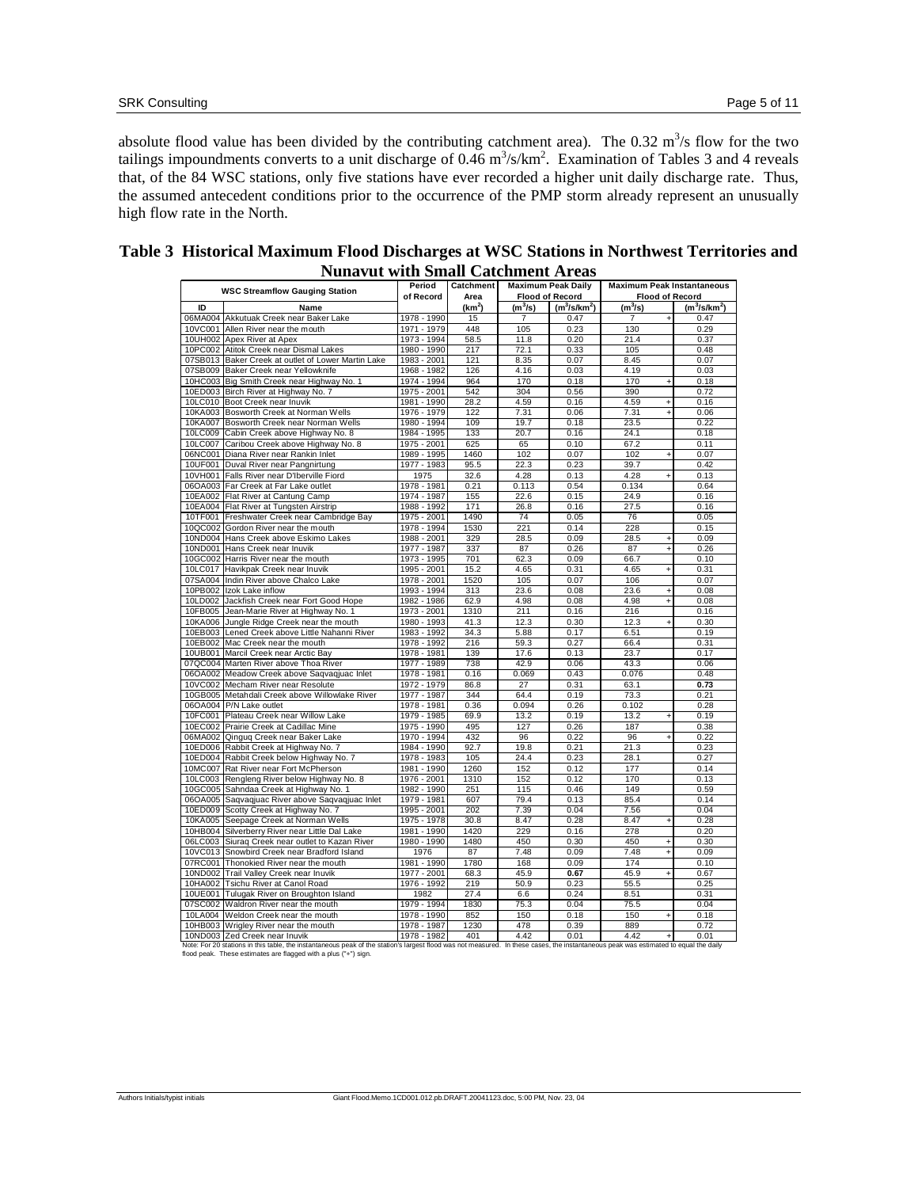absolute flood value has been divided by the contributing catchment area). The 0.32 $m^3/s$ flow for the two tailings impoundments converts to a unit discharge of 0.46 $m^3/s/km^2$. Examination of Tables 3 and 4 reveals that, of the 84 WSC stations, only five stations have ever recorded a higher unit daily discharge rate. Thus, the assumed antecedent conditions prior to the occurrence of the PMP storm already represent an unusually high flow rate in the North.

**Table 3 Historical Maximum Flood Discharges at WSC Stations in Northwest Territories and Nunavut with Small Catchment Areas**

| WSC Streamflow Gauging Station | | Period of Record | Catchment Area | Maximum Peak Daily Flood of Record | | Maximum Peak Instantaneous Flood of Record | | |
|---|---|---|---|---|---|---|---|---|
| ID | Name | | ($km^2$) | ($m^3/s$) | ($m^3/s/km^2$) | ($m^3/s$) | | ($m^3/s/km^2$) |
| 06MA004 | Akkutuak Creek near Baker Lake | 1978 - 1990 | 15 | 7 | 0.47 | 7 | + | 0.47 |
| 10VC001 | Allen River near the mouth | 1971 - 1979 | 448 | 105 | 0.23 | 130 | | 0.29 |
| 10UH002 | Apex River at Apex | 1973 - 1994 | 58.5 | 11.8 | 0.20 | 21.4 | | 0.37 |
| 10PC002 | Atitok Creek near Dismal Lakes | 1980 - 1990 | 217 | 72.1 | 0.33 | 105 | | 0.48 |
| 07SB013 | Baker Creek at outlet of Lower Martin Lake | 1983 - 2001 | 121 | 8.35 | 0.07 | 8.45 | | 0.07 |
| 07SB009 | Baker Creek near Yellowknife | 1968 - 1982 | 126 | 4.16 | 0.03 | 4.19 | | 0.03 |
| 10HC003 | Big Smith Creek near Highway No. 1 | 1974 - 1994 | 964 | 170 | 0.18 | 170 | + | 0.18 |
| 10ED003 | Birch River at Highway No. 7 | 1975 - 2001 | 542 | 304 | 0.56 | 390 | | 0.72 |
| 10LC010 | Boot Creek near Inuvik | 1981 - 1990 | 28.2 | 4.59 | 0.16 | 4.59 | + | 0.16 |
| 10KA003 | Bosworth Creek at Norman Wells | 1976 - 1979 | 122 | 7.31 | 0.06 | 7.31 | + | 0.06 |
| 10KA007 | Bosworth Creek near Norman Wells | 1980 - 1994 | 109 | 19.7 | 0.18 | 23.5 | | 0.22 |
| 10LC009 | Cabin Creek above Highway No. 8 | 1984 - 1995 | 133 | 20.7 | 0.16 | 24.1 | | 0.18 |
| 10LC007 | Caribou Creek above Highway No. 8 | 1975 - 2001 | 625 | 65 | 0.10 | 67.2 | | 0.11 |
| 06NC001 | Diana River near Rankin Inlet | 1989 - 1995 | 1460 | 102 | 0.07 | 102 | + | 0.07 |
| 10UF001 | Duval River near Pangnirtung | 1977 - 1983 | 95.5 | 22.3 | 0.23 | 39.7 | | 0.42 |
| 10VH001 | Falls River near D'Iberville Fiord | 1975 | 32.6 | 4.28 | 0.13 | 4.28 | + | 0.13 |
| 06OA003 | Far Creek at Far Lake outlet | 1978 - 1981 | 0.21 | 0.113 | 0.54 | 0.134 | | 0.64 |
| 10EA002 | Flat River at Cantung Camp | 1974 - 1987 | 155 | 22.6 | 0.15 | 24.9 | | 0.16 |
| 10EA004 | Flat River at Tungsten Airstrip | 1988 - 1992 | 171 | 26.8 | 0.16 | 27.5 | | 0.16 |
| 10TF001 | Freshwater Creek near Cambridge Bay | 1975 - 2001 | 1490 | 74 | 0.05 | 76 | | 0.05 |
| 10QC002 | Gordon River near the mouth | 1978 - 1994 | 1530 | 221 | 0.14 | 228 | | 0.15 |
| 10ND004 | Hans Creek above Eskimo Lakes | 1988 - 2001 | 329 | 28.5 | 0.09 | 28.5 | + | 0.09 |
| 10ND001 | Hans Creek near Inuvik | 1977 - 1987 | 337 | 87 | 0.26 | 87 | + | 0.26 |
| 10GC002 | Harris River near the mouth | 1973 - 1995 | 701 | 62.3 | 0.09 | 66.7 | | 0.10 |
| 10LC017 | Havikpak Creek near Inuvik | 1995 - 2001 | 15.2 | 4.65 | 0.31 | 4.65 | + | 0.31 |
| 07SA004 | Indin River above Chalco Lake | 1978 - 2001 | 1520 | 105 | 0.07 | 106 | | 0.07 |
| 10PB002 | Izok Lake inflow | 1993 - 1994 | 313 | 23.6 | 0.08 | 23.6 | + | 0.08 |
| 10LD002 | Jackfish Creek near Fort Good Hope | 1982 - 1986 | 62.9 | 4.98 | 0.08 | 4.98 | + | 0.08 |
| 10FB005 | Jean-Marie River at Highway No. 1 | 1973 - 2001 | 1310 | 211 | 0.16 | 216 | | 0.16 |
| 10KA006 | Jungle Ridge Creek near the mouth | 1980 - 1993 | 41.3 | 12.3 | 0.30 | 12.3 | + | 0.30 |
| 10EB003 | Lened Creek above Little Nahanni River | 1983 - 1992 | 34.3 | 5.88 | 0.17 | 6.51 | | 0.19 |
| 10EB002 | Mac Creek near the mouth | 1978 - 1992 | 216 | 59.3 | 0.27 | 66.4 | | 0.31 |
| 10UB001 | Marcil Creek near Arctic Bay | 1978 - 1981 | 139 | 17.6 | 0.13 | 23.7 | | 0.17 |
| 07QC004 | Marten River above Thoa River | 1977 - 1989 | 738 | 42.9 | 0.06 | 43.3 | | 0.06 |
| 06OA002 | Meadow Creek above Saqvaqjuac Inlet | 1978 - 1981 | 0.16 | 0.069 | 0.43 | 0.076 | | 0.48 |
| 10VC002 | Mecham River near Resolute | 1972 - 1979 | 86.8 | 27 | 0.31 | 63.1 | | **0.73** |
| 10GB005 | Metahdali Creek above Willowlake River | 1977 - 1987 | 344 | 64.4 | 0.19 | 73.3 | | 0.21 |
| 06OA004 | P/N Lake outlet | 1978 - 1981 | 0.36 | 0.094 | 0.26 | 0.102 | | 0.28 |
| 10FC001 | Plateau Creek near Willow Lake | 1979 - 1985 | 69.9 | 13.2 | 0.19 | 13.2 | + | 0.19 |
| 10EC002 | Prairie Creek at Cadillac Mine | 1975 - 1990 | 495 | 127 | 0.26 | 187 | | 0.38 |
| 06MA002 | Qinguq Creek near Baker Lake | 1970 - 1994 | 432 | 96 | 0.22 | 96 | + | 0.22 |
| 10ED006 | Rabbit Creek at Highway No. 7 | 1984 - 1990 | 92.7 | 19.8 | 0.21 | 21.3 | | 0.23 |
| 10ED004 | Rabbit Creek below Highway No. 7 | 1978 - 1983 | 105 | 24.4 | 0.23 | 28.1 | | 0.27 |
| 10MC007 | Rat River near Fort McPherson | 1981 - 1990 | 1260 | 152 | 0.12 | 177 | | 0.14 |
| 10LC003 | Rengleng River below Highway No. 8 | 1976 - 2001 | 1310 | 152 | 0.12 | 170 | | 0.13 |
| 10GC005 | Sahndaa Creek at Highway No. 1 | 1982 - 1990 | 251 | 115 | 0.46 | 149 | | 0.59 |
| 06OA005 | Saqvaqjuac River above Saqvaqjuac Inlet | 1979 - 1981 | 607 | 79.4 | 0.13 | 85.4 | | 0.14 |
| 10ED009 | Scotty Creek at Highway No. 7 | 1995 - 2001 | 202 | 7.39 | 0.04 | 7.56 | | 0.04 |
| 10KA005 | Seepage Creek at Norman Wells | 1975 - 1978 | 30.8 | 8.47 | 0.28 | 8.47 | + | 0.28 |
| 10HB004 | Silverberry River near Little Dal Lake | 1981 - 1990 | 1420 | 229 | 0.16 | 278 | | 0.20 |
| 06LC003 | Siuraq Creek near outlet to Kazan River | 1980 - 1990 | 1480 | 450 | 0.30 | 450 | + | 0.30 |
| 10VC013 | Snowbird Creek near Bradford Island | 1976 | 87 | 7.48 | 0.09 | 7.48 | + | 0.09 |
| 07RC001 | Thonokied River near the mouth | 1981 - 1990 | 1780 | 168 | 0.09 | 174 | | 0.10 |
| 10ND002 | Trail Valley Creek near Inuvik | 1977 - 2001 | 68.3 | 45.9 | **0.67** | 45.9 | + | 0.67 |
| 10HA002 | Tsichu River at Canol Road | 1976 - 1992 | 219 | 50.9 | 0.23 | 55.5 | | 0.25 |
| 10UE001 | Tulugak River on Broughton Island | 1982 | 27.4 | 6.6 | 0.24 | 8.51 | | 0.31 |
| 07SC002 | Waldron River near the mouth | 1979 - 1994 | 1830 | 75.3 | 0.04 | 75.5 | | 0.04 |
| 10LA004 | Weldon Creek near the mouth | 1978 - 1990 | 852 | 150 | 0.18 | 150 | + | 0.18 |
| 10HB003 | Wrigley River near the mouth | 1978 - 1987 | 1230 | 478 | 0.39 | 889 | | 0.72 |
| 10ND003 | Zed Creek near Inuvik | 1978 - 1982 | 401 | 4.42 | 0.01 | 4.42 | + | 0.01 |

Note: For 20 stations in this table, the instantaneous peak of the station's largest flood was not measured. In these cases, the instantaneous peak was estimated to equal the daily flood peak. These estimates are flagged with a plus ("+") sign.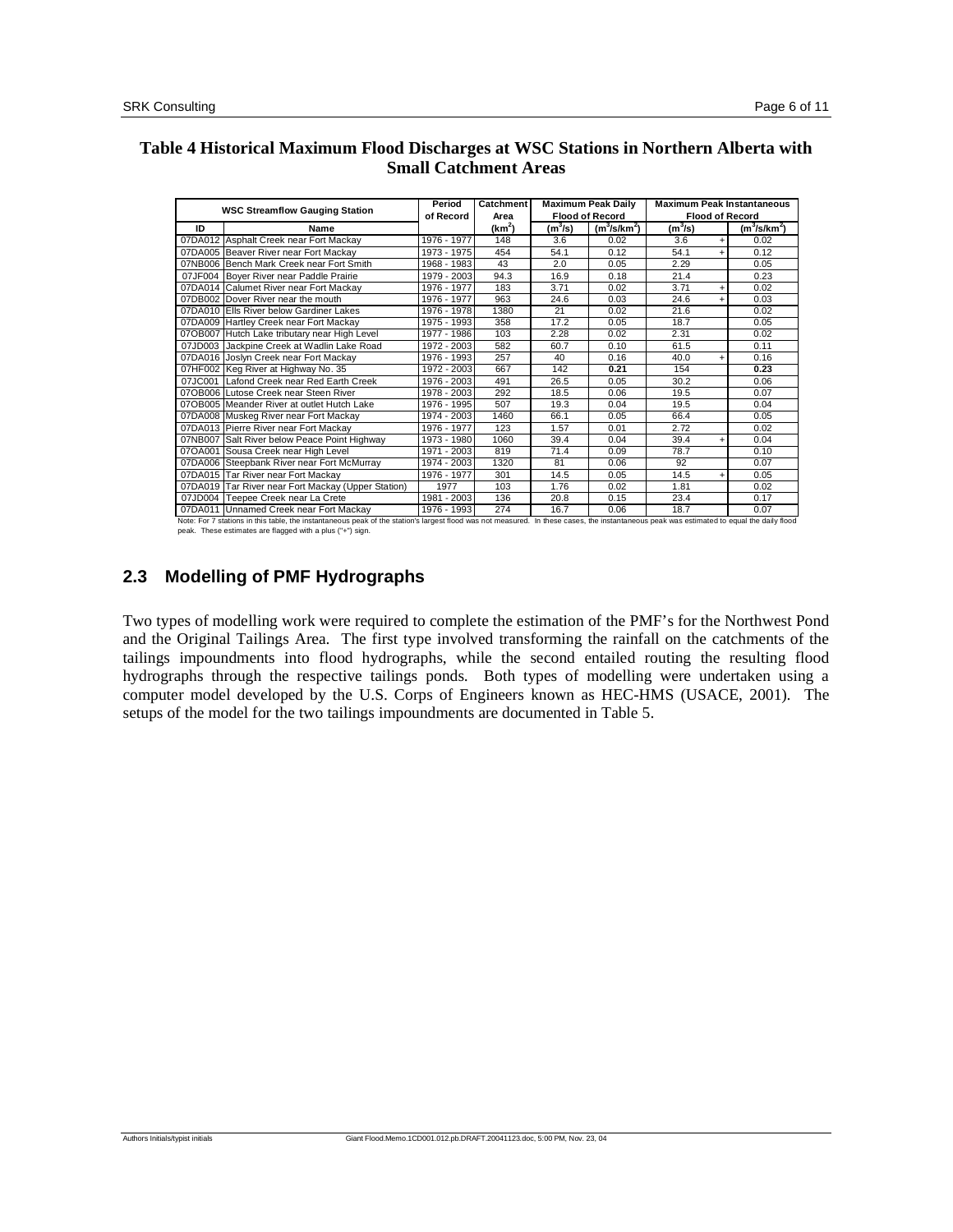**Table 4 Historical Maximum Flood Discharges at WSC Stations in Northern Alberta with Small Catchment Areas**

| WSC Streamflow Gauging Station | | Period of Record | Catchment Area | Maximum Peak Daily Flood of Record | | Maximum Peak Instantaneous Flood of Record | | |
|---|---|---|---|---|---|---|---|---|
| ID | Name | | ($km^2$) | ($m^3/s$) | ($m^3/s/km^2$) | ($m^3/s$) | | ($m^3/s/km^2$) |
| 07DA012 | Asphalt Creek near Fort Mackay | 1976 - 1977 | 148 | 3.6 | 0.02 | 3.6 | + | 0.02 |
| 07DA005 | Beaver River near Fort Mackay | 1973 - 1975 | 454 | 54.1 | 0.12 | 54.1 | + | 0.12 |
| 07NB006 | Bench Mark Creek near Fort Smith | 1968 - 1983 | 43 | 2.0 | 0.05 | 2.29 | | 0.05 |
| 07JF004 | Boyer River near Paddle Prairie | 1979 - 2003 | 94.3 | 16.9 | 0.18 | 21.4 | | 0.23 |
| 07DA014 | Calumet River near Fort Mackay | 1976 - 1977 | 183 | 3.71 | 0.02 | 3.71 | + | 0.02 |
| 07DB002 | Dover River near the mouth | 1976 - 1977 | 963 | 24.6 | 0.03 | 24.6 | + | 0.03 |
| 07DA010 | Ells River below Gardiner Lakes | 1976 - 1978 | 1380 | 21 | 0.02 | 21.6 | | 0.02 |
| 07DA009 | Hartley Creek near Fort Mackay | 1975 - 1993 | 358 | 17.2 | 0.05 | 18.7 | | 0.05 |
| 07OB007 | Hutch Lake tributary near High Level | 1977 - 1986 | 103 | 2.28 | 0.02 | 2.31 | | 0.02 |
| 07JD003 | Jackpine Creek at Wadlin Lake Road | 1972 - 2003 | 582 | 60.7 | 0.10 | 61.5 | | 0.11 |
| 07DA016 | Joslyn Creek near Fort Mackay | 1976 - 1993 | 257 | 40 | 0.16 | 40.0 | + | 0.16 |
| 07HF002 | Keg River at Highway No. 35 | 1972 - 2003 | 667 | 142 | **0.21** | 154 | | **0.23** |
| 07JC001 | Lafond Creek near Red Earth Creek | 1976 - 2003 | 491 | 26.5 | 0.05 | 30.2 | | 0.06 |
| 07OB006 | Lutose Creek near Steen River | 1978 - 2003 | 292 | 18.5 | 0.06 | 19.5 | | 0.07 |
| 07OB005 | Meander River at outlet Hutch Lake | 1976 - 1995 | 507 | 19.3 | 0.04 | 19.5 | | 0.04 |
| 07DA008 | Muskeg River near Fort Mackay | 1974 - 2003 | 1460 | 66.1 | 0.05 | 66.4 | | 0.05 |
| 07DA013 | Pierre River near Fort Mackay | 1976 - 1977 | 123 | 1.57 | 0.01 | 2.72 | | 0.02 |
| 07NB007 | Salt River below Peace Point Highway | 1973 - 1980 | 1060 | 39.4 | 0.04 | 39.4 | + | 0.04 |
| 07OA001 | Sousa Creek near High Level | 1971 - 2003 | 819 | 71.4 | 0.09 | 78.7 | | 0.10 |
| 07DA006 | Steepbank River near Fort McMurray | 1974 - 2003 | 1320 | 81 | 0.06 | 92 | | 0.07 |
| 07DA015 | Tar River near Fort Mackay | 1976 - 1977 | 301 | 14.5 | 0.05 | 14.5 | + | 0.05 |
| 07DA019 | Tar River near Fort Mackay (Upper Station) | 1977 | 103 | 1.76 | 0.02 | 1.81 | | 0.02 |
| 07JD004 | Teepee Creek near La Crete | 1981 - 2003 | 136 | 20.8 | 0.15 | 23.4 | | 0.17 |
| 07DA011 | Unnamed Creek near Fort Mackay | 1976 - 1993 | 274 | 16.7 | 0.06 | 18.7 | | 0.07 |

Note: For 7 stations in this table, the instantaneous peak of the station's largest flood was not measured. In these cases, the instantaneous peak was estimated to equal the daily flood peak. These estimates are flagged with a plus ("+") sign.

## 2.3 Modelling of PMF Hydrographs

Two types of modelling work were required to complete the estimation of the PMF's for the Northwest Pond and the Original Tailings Area. The first type involved transforming the rainfall on the catchments of the tailings impoundments into flood hydrographs, while the second entailed routing the resulting flood hydrographs through the respective tailings ponds. Both types of modelling were undertaken using a computer model developed by the U.S. Corps of Engineers known as HEC-HMS (USACE, 2001). The setups of the model for the two tailings impoundments are documented in Table 5.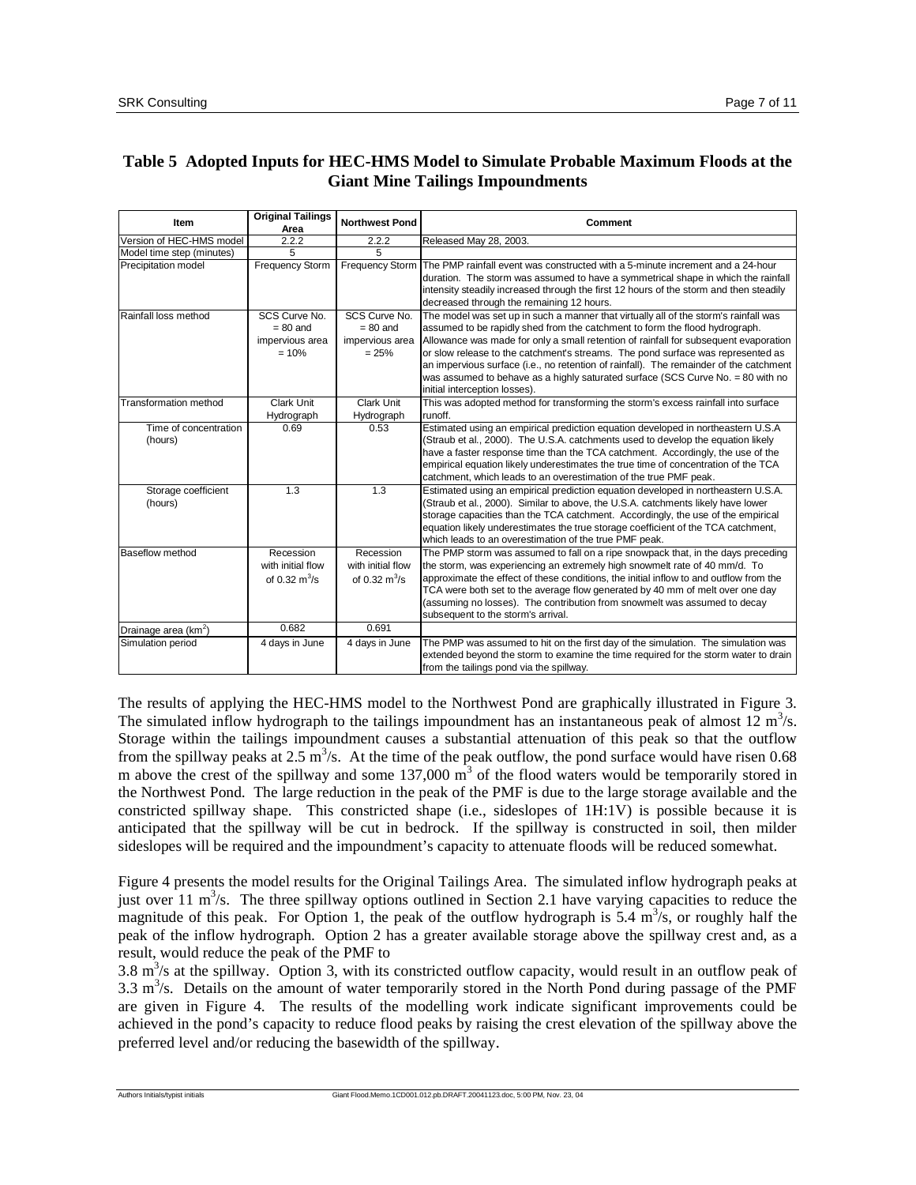**Table 5 Adopted Inputs for HEC-HMS Model to Simulate Probable Maximum Floods at the Giant Mine Tailings Impoundments**

| Item | Original Tailings Area | Northwest Pond | Comment |
|---|---|---|---|
| Version of HEC-HMS model | 2.2.2 | 2.2.2 | Released May 28, 2003. |
| Model time step (minutes) | 5 | 5 | |
| Precipitation model | Frequency Storm | Frequency Storm | The PMP rainfall event was constructed with a 5-minute increment and a 24-hour duration. The storm was assumed to have a symmetrical shape in which the rainfall intensity steadily increased through the first 12 hours of the storm and then steadily decreased through the remaining 12 hours. |
| Rainfall loss method | SCS Curve No. = 80 and impervious area = 10% | SCS Curve No. = 80 and impervious area = 25% | The model was set up in such a manner that virtually all of the storm's rainfall was assumed to be rapidly shed from the catchment to form the flood hydrograph. Allowance was made for only a small retention of rainfall for subsequent evaporation or slow release to the catchment's streams. The pond surface was represented as an impervious surface (i.e., no retention of rainfall). The remainder of the catchment was assumed to behave as a highly saturated surface (SCS Curve No. = 80 with no initial interception losses). |
| Transformation method | Clark Unit Hydrograph | Clark Unit Hydrograph | This was adopted method for transforming the storm's excess rainfall into surface runoff. |
| Time of concentration (hours) | 0.69 | 0.53 | Estimated using an empirical prediction equation developed in northeastern U.S.A (Straub et al., 2000). The U.S.A. catchments used to develop the equation likely have a faster response time than the TCA catchment. Accordingly, the use of the empirical equation likely underestimates the true time of concentration of the TCA catchment, which leads to an overestimation of the true PMF peak. |
| Storage coefficient (hours) | 1.3 | 1.3 | Estimated using an empirical prediction equation developed in northeastern U.S.A. (Straub et al., 2000). Similar to above, the U.S.A. catchments likely have lower storage capacities than the TCA catchment. Accordingly, the use of the empirical equation likely underestimates the true storage coefficient of the TCA catchment, which leads to an overestimation of the true PMF peak. |
| Baseflow method | Recession with initial flow of 0.32 $m^3$/s | Recession with initial flow of 0.32 $m^3$/s | The PMP storm was assumed to fall on a ripe snowpack that, in the days preceding the storm, was experiencing an extremely high snowmelt rate of 40 mm/d. To approximate the effect of these conditions, the initial inflow to and outflow from the TCA were both set to the average flow generated by 40 mm of melt over one day (assuming no losses). The contribution from snowmelt was assumed to decay subsequent to the storm's arrival. |
| Drainage area ($km^2$) | 0.682 | 0.691 | |
| Simulation period | 4 days in June | 4 days in June | The PMP was assumed to hit on the first day of the simulation. The simulation was extended beyond the storm to examine the time required for the storm water to drain from the tailings pond via the spillway. |

The results of applying the HEC-HMS model to the Northwest Pond are graphically illustrated in Figure 3. The simulated inflow hydrograph to the tailings impoundment has an instantaneous peak of almost 12 $m^3$/s. Storage within the tailings impoundment causes a substantial attenuation of this peak so that the outflow from the spillway peaks at 2.5 $m^3$/s. At the time of the peak outflow, the pond surface would have risen 0.68 m above the crest of the spillway and some 137,000 $m^3$ of the flood waters would be temporarily stored in the Northwest Pond. The large reduction in the peak of the PMF is due to the large storage available and the constricted spillway shape. This constricted shape (i.e., sideslopes of 1H:1V) is possible because it is anticipated that the spillway will be cut in bedrock. If the spillway is constructed in soil, then milder sideslopes will be required and the impoundment's capacity to attenuate floods will be reduced somewhat.

Figure 4 presents the model results for the Original Tailings Area. The simulated inflow hydrograph peaks at just over 11 $m^3$/s. The three spillway options outlined in Section 2.1 have varying capacities to reduce the magnitude of this peak. For Option 1, the peak of the outflow hydrograph is 5.4 $m^3$/s, or roughly half the peak of the inflow hydrograph. Option 2 has a greater available storage above the spillway crest and, as a result, would reduce the peak of the PMF to
3.8 $m^3$/s at the spillway. Option 3, with its constricted outflow capacity, would result in an outflow peak of 3.3 $m^3$/s. Details on the amount of water temporarily stored in the North Pond during passage of the PMF are given in Figure 4. The results of the modelling work indicate significant improvements could be achieved in the pond's capacity to reduce flood peaks by raising the crest elevation of the spillway above the preferred level and/or reducing the basewidth of the spillway.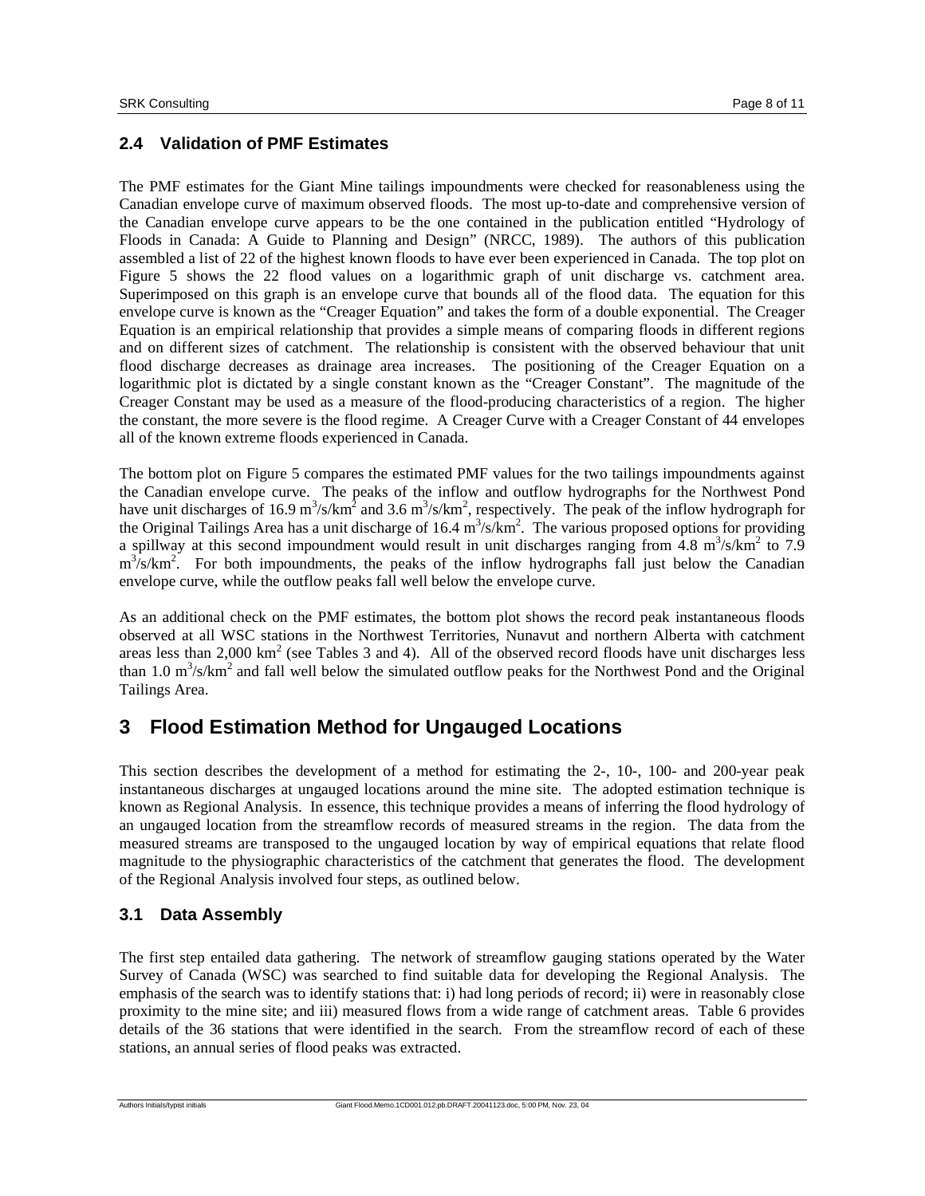## 2.4 Validation of PMF Estimates

The PMF estimates for the Giant Mine tailings impoundments were checked for reasonableness using the Canadian envelope curve of maximum observed floods. The most up-to-date and comprehensive version of the Canadian envelope curve appears to be the one contained in the publication entitled "Hydrology of Floods in Canada: A Guide to Planning and Design" (NRCC, 1989). The authors of this publication assembled a list of 22 of the highest known floods to have ever been experienced in Canada. The top plot on Figure 5 shows the 22 flood values on a logarithmic graph of unit discharge vs. catchment area. Superimposed on this graph is an envelope curve that bounds all of the flood data. The equation for this envelope curve is known as the "Creager Equation" and takes the form of a double exponential. The Creager Equation is an empirical relationship that provides a simple means of comparing floods in different regions and on different sizes of catchment. The relationship is consistent with the observed behaviour that unit flood discharge decreases as drainage area increases. The positioning of the Creager Equation on a logarithmic plot is dictated by a single constant known as the "Creager Constant". The magnitude of the Creager Constant may be used as a measure of the flood-producing characteristics of a region. The higher the constant, the more severe is the flood regime. A Creager Curve with a Creager Constant of 44 envelopes all of the known extreme floods experienced in Canada.

The bottom plot on Figure 5 compares the estimated PMF values for the two tailings impoundments against the Canadian envelope curve. The peaks of the inflow and outflow hydrographs for the Northwest Pond have unit discharges of 16.9 $m^3/s/km^2$ and 3.6 $m^3/s/km^2$, respectively. The peak of the inflow hydrograph for the Original Tailings Area has a unit discharge of 16.4 $m^3/s/km^2$. The various proposed options for providing a spillway at this second impoundment would result in unit discharges ranging from 4.8 $m^3/s/km^2$ to 7.9 $m^3/s/km^2$. For both impoundments, the peaks of the inflow hydrographs fall just below the Canadian envelope curve, while the outflow peaks fall well below the envelope curve.

As an additional check on the PMF estimates, the bottom plot shows the record peak instantaneous floods observed at all WSC stations in the Northwest Territories, Nunavut and northern Alberta with catchment areas less than 2,000 $km^2$ (see Tables 3 and 4). All of the observed record floods have unit discharges less than 1.0 $m^3/s/km^2$ and fall well below the simulated outflow peaks for the Northwest Pond and the Original Tailings Area.

# 3 Flood Estimation Method for Ungauged Locations

This section describes the development of a method for estimating the 2-, 10-, 100- and 200-year peak instantaneous discharges at ungauged locations around the mine site. The adopted estimation technique is known as Regional Analysis. In essence, this technique provides a means of inferring the flood hydrology of an ungauged location from the streamflow records of measured streams in the region. The data from the measured streams are transposed to the ungauged location by way of empirical equations that relate flood magnitude to the physiographic characteristics of the catchment that generates the flood. The development of the Regional Analysis involved four steps, as outlined below.

## 3.1 Data Assembly

The first step entailed data gathering. The network of streamflow gauging stations operated by the Water Survey of Canada (WSC) was searched to find suitable data for developing the Regional Analysis. The emphasis of the search was to identify stations that: i) had long periods of record; ii) were in reasonably close proximity to the mine site; and iii) measured flows from a wide range of catchment areas. Table 6 provides details of the 36 stations that were identified in the search. From the streamflow record of each of these stations, an annual series of flood peaks was extracted.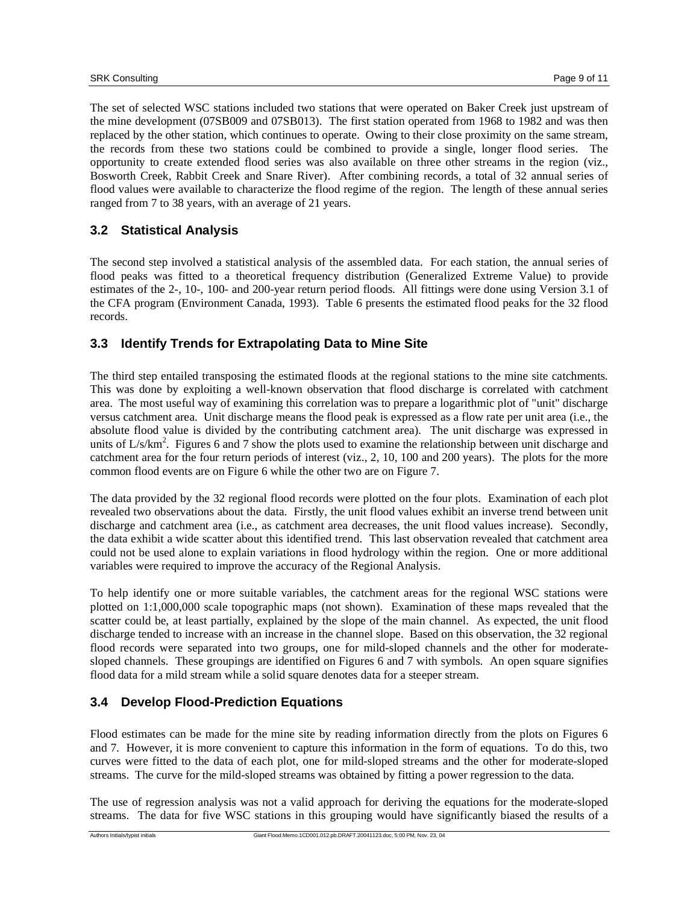The set of selected WSC stations included two stations that were operated on Baker Creek just upstream of the mine development (07SB009 and 07SB013). The first station operated from 1968 to 1982 and was then replaced by the other station, which continues to operate. Owing to their close proximity on the same stream, the records from these two stations could be combined to provide a single, longer flood series. The opportunity to create extended flood series was also available on three other streams in the region (viz., Bosworth Creek, Rabbit Creek and Snare River). After combining records, a total of 32 annual series of flood values were available to characterize the flood regime of the region. The length of these annual series ranged from 7 to 38 years, with an average of 21 years.

## 3.2 Statistical Analysis

The second step involved a statistical analysis of the assembled data. For each station, the annual series of flood peaks was fitted to a theoretical frequency distribution (Generalized Extreme Value) to provide estimates of the 2-, 10-, 100- and 200-year return period floods. All fittings were done using Version 3.1 of the CFA program (Environment Canada, 1993). Table 6 presents the estimated flood peaks for the 32 flood records.

## 3.3 Identify Trends for Extrapolating Data to Mine Site

The third step entailed transposing the estimated floods at the regional stations to the mine site catchments. This was done by exploiting a well-known observation that flood discharge is correlated with catchment area. The most useful way of examining this correlation was to prepare a logarithmic plot of "unit" discharge versus catchment area. Unit discharge means the flood peak is expressed as a flow rate per unit area (i.e., the absolute flood value is divided by the contributing catchment area). The unit discharge was expressed in units of $L/s/km^2$. Figures 6 and 7 show the plots used to examine the relationship between unit discharge and catchment area for the four return periods of interest (viz., 2, 10, 100 and 200 years). The plots for the more common flood events are on Figure 6 while the other two are on Figure 7.

The data provided by the 32 regional flood records were plotted on the four plots. Examination of each plot revealed two observations about the data. Firstly, the unit flood values exhibit an inverse trend between unit discharge and catchment area (i.e., as catchment area decreases, the unit flood values increase). Secondly, the data exhibit a wide scatter about this identified trend. This last observation revealed that catchment area could not be used alone to explain variations in flood hydrology within the region. One or more additional variables were required to improve the accuracy of the Regional Analysis.

To help identify one or more suitable variables, the catchment areas for the regional WSC stations were plotted on 1:1,000,000 scale topographic maps (not shown). Examination of these maps revealed that the scatter could be, at least partially, explained by the slope of the main channel. As expected, the unit flood discharge tended to increase with an increase in the channel slope. Based on this observation, the 32 regional flood records were separated into two groups, one for mild-sloped channels and the other for moderate-sloped channels. These groupings are identified on Figures 6 and 7 with symbols. An open square signifies flood data for a mild stream while a solid square denotes data for a steeper stream.

## 3.4 Develop Flood-Prediction Equations

Flood estimates can be made for the mine site by reading information directly from the plots on Figures 6 and 7. However, it is more convenient to capture this information in the form of equations. To do this, two curves were fitted to the data of each plot, one for mild-sloped streams and the other for moderate-sloped streams. The curve for the mild-sloped streams was obtained by fitting a power regression to the data.

The use of regression analysis was not a valid approach for deriving the equations for the moderate-sloped streams. The data for five WSC stations in this grouping would have significantly biased the results of a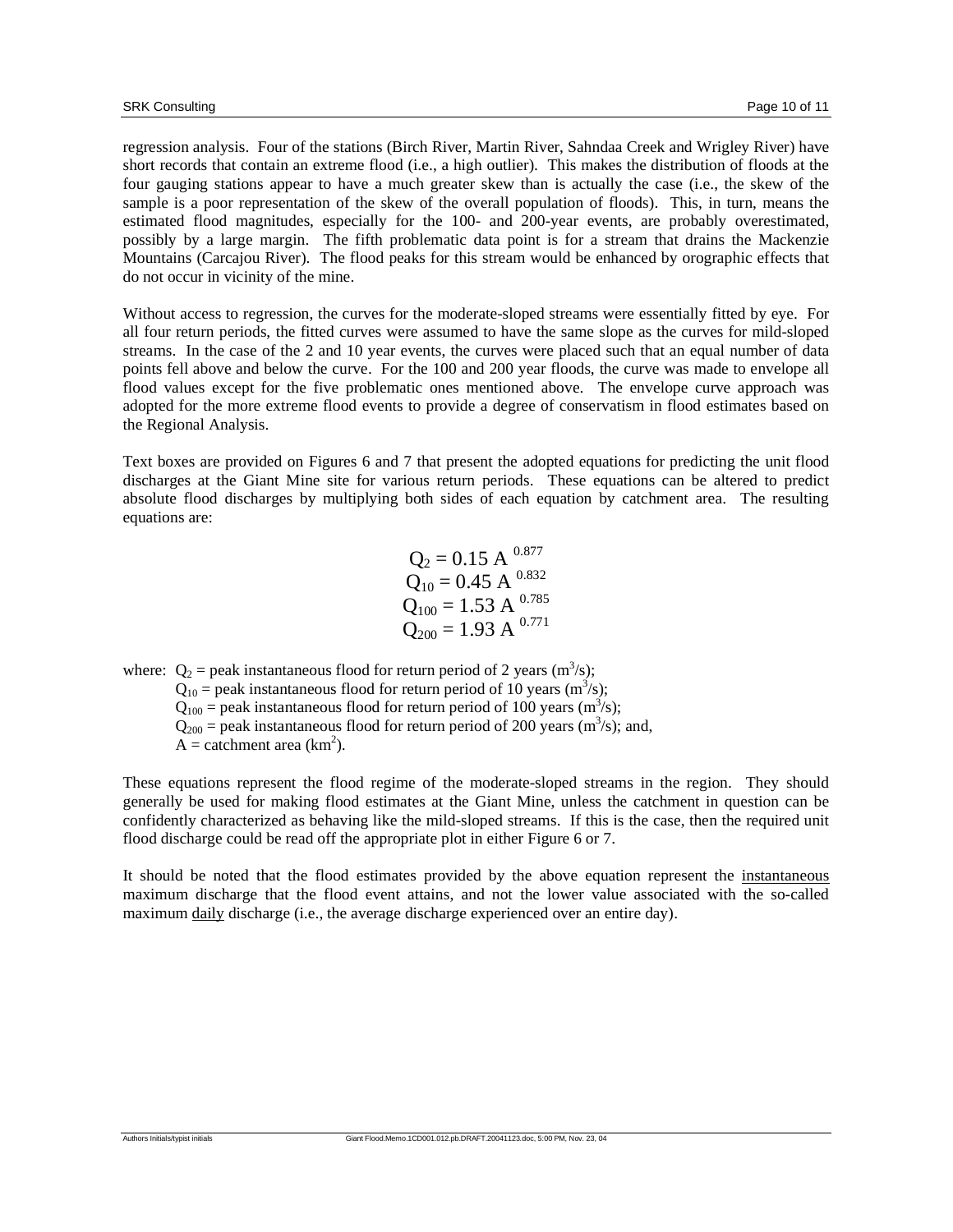regression analysis. Four of the stations (Birch River, Martin River, Sahndaa Creek and Wrigley River) have short records that contain an extreme flood (i.e., a high outlier). This makes the distribution of floods at the four gauging stations appear to have a much greater skew than is actually the case (i.e., the skew of the sample is a poor representation of the skew of the overall population of floods). This, in turn, means the estimated flood magnitudes, especially for the 100- and 200-year events, are probably overestimated, possibly by a large margin. The fifth problematic data point is for a stream that drains the Mackenzie Mountains (Carcajou River). The flood peaks for this stream would be enhanced by orographic effects that do not occur in vicinity of the mine.

Without access to regression, the curves for the moderate-sloped streams were essentially fitted by eye. For all four return periods, the fitted curves were assumed to have the same slope as the curves for mild-sloped streams. In the case of the 2 and 10 year events, the curves were placed such that an equal number of data points fell above and below the curve. For the 100 and 200 year floods, the curve was made to envelope all flood values except for the five problematic ones mentioned above. The envelope curve approach was adopted for the more extreme flood events to provide a degree of conservatism in flood estimates based on the Regional Analysis.

Text boxes are provided on Figures 6 and 7 that present the adopted equations for predicting the unit flood discharges at the Giant Mine site for various return periods. These equations can be altered to predict absolute flood discharges by multiplying both sides of each equation by catchment area. The resulting equations are:

$$Q_2 = 0.15\ A^{0.877}$$
$$Q_{10} = 0.45\ A^{0.832}$$
$$Q_{100} = 1.53\ A^{0.785}$$
$$Q_{200} = 1.93\ A^{0.771}$$

where: $Q_2$ = peak instantaneous flood for return period of 2 years ($m^3/s$);
$Q_{10}$ = peak instantaneous flood for return period of 10 years ($m^3/s$);
$Q_{100}$ = peak instantaneous flood for return period of 100 years ($m^3/s$);
$Q_{200}$ = peak instantaneous flood for return period of 200 years ($m^3/s$); and,
$A$ = catchment area ($km^2$).

These equations represent the flood regime of the moderate-sloped streams in the region. They should generally be used for making flood estimates at the Giant Mine, unless the catchment in question can be confidently characterized as behaving like the mild-sloped streams. If this is the case, then the required unit flood discharge could be read off the appropriate plot in either Figure 6 or 7.

It should be noted that the flood estimates provided by the above equation represent the instantaneous maximum discharge that the flood event attains, and not the lower value associated with the so-called maximum daily discharge (i.e., the average discharge experienced over an entire day).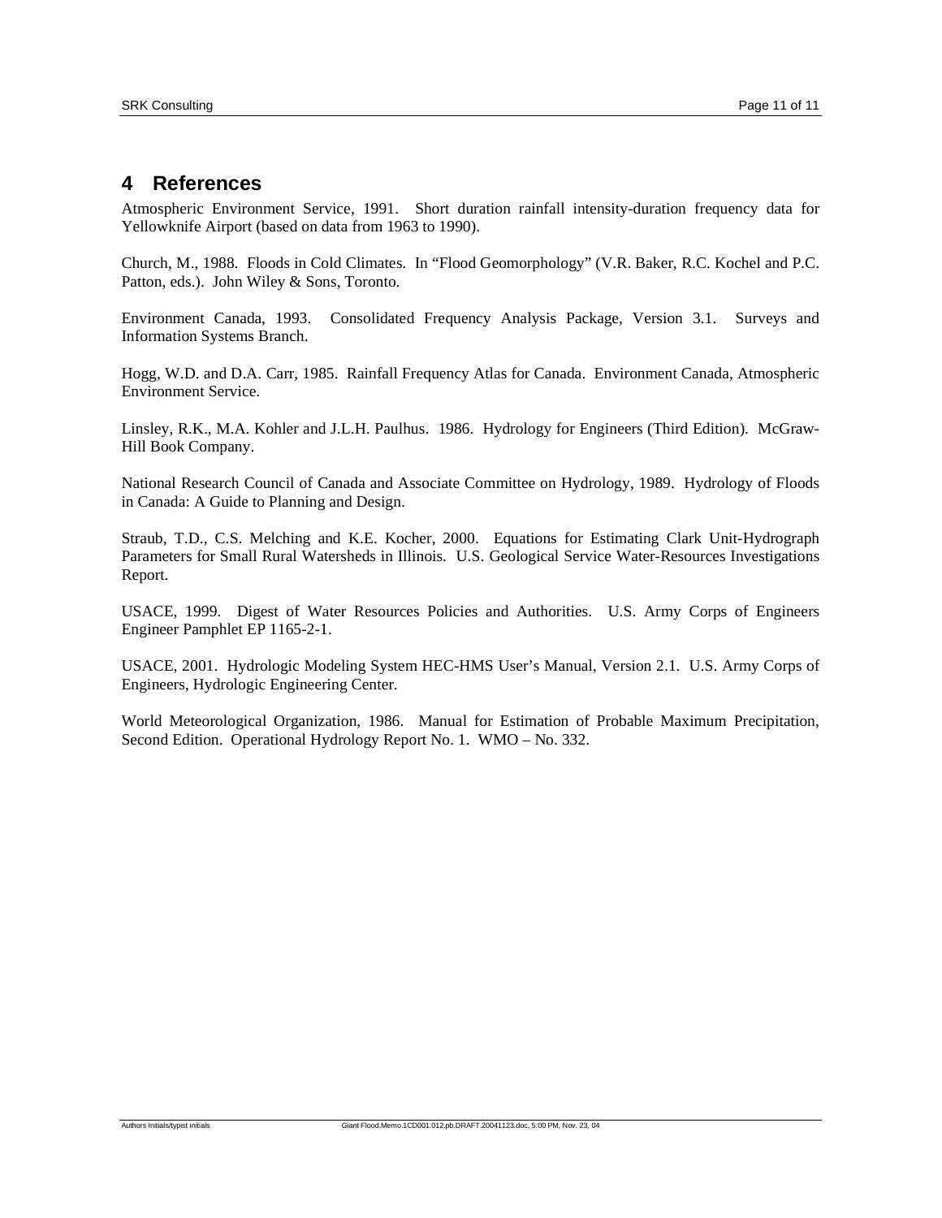# 4 References

Atmospheric Environment Service, 1991. Short duration rainfall intensity-duration frequency data for Yellowknife Airport (based on data from 1963 to 1990).

Church, M., 1988. Floods in Cold Climates. In "Flood Geomorphology" (V.R. Baker, R.C. Kochel and P.C. Patton, eds.). John Wiley & Sons, Toronto.

Environment Canada, 1993. Consolidated Frequency Analysis Package, Version 3.1. Surveys and Information Systems Branch.

Hogg, W.D. and D.A. Carr, 1985. Rainfall Frequency Atlas for Canada. Environment Canada, Atmospheric Environment Service.

Linsley, R.K., M.A. Kohler and J.L.H. Paulhus. 1986. Hydrology for Engineers (Third Edition). McGraw-Hill Book Company.

National Research Council of Canada and Associate Committee on Hydrology, 1989. Hydrology of Floods in Canada: A Guide to Planning and Design.

Straub, T.D., C.S. Melching and K.E. Kocher, 2000. Equations for Estimating Clark Unit-Hydrograph Parameters for Small Rural Watersheds in Illinois. U.S. Geological Service Water-Resources Investigations Report.

USACE, 1999. Digest of Water Resources Policies and Authorities. U.S. Army Corps of Engineers Engineer Pamphlet EP 1165-2-1.

USACE, 2001. Hydrologic Modeling System HEC-HMS User's Manual, Version 2.1. U.S. Army Corps of Engineers, Hydrologic Engineering Center.

World Meteorological Organization, 1986. Manual for Estimation of Probable Maximum Precipitation, Second Edition. Operational Hydrology Report No. 1. WMO – No. 332.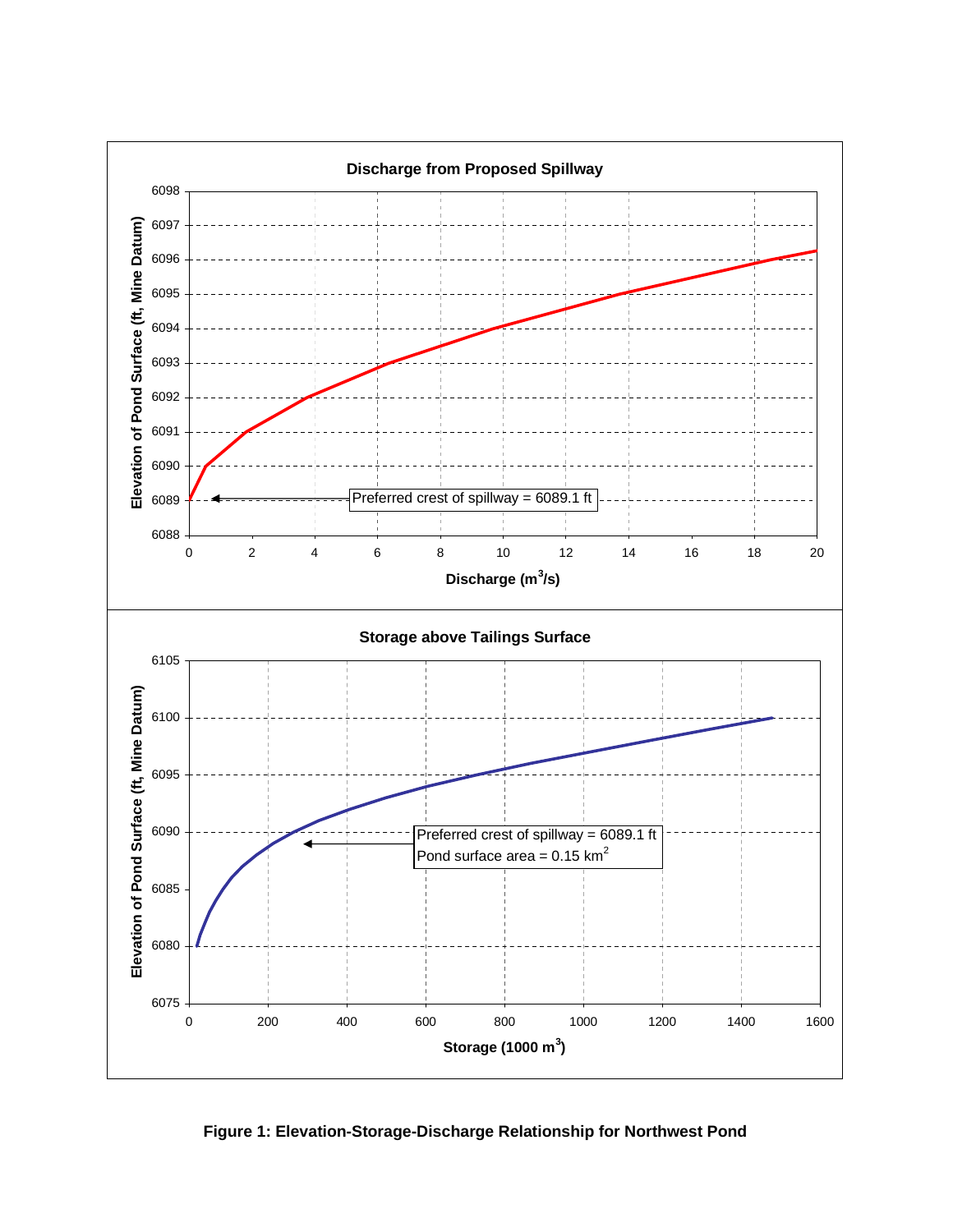**Discharge from Proposed Spillway**

Elevation of Pond Surface (ft, Mine Datum)

Discharge ($m^3/s$)

Preferred crest of spillway = 6089.1 ft

**Storage above Tailings Surface**

Elevation of Pond Surface (ft, Mine Datum)

Storage (1000 $m^3$)

Preferred crest of spillway = 6089.1 ft
Pond surface area = 0.15 $km^2$

**Figure 1: Elevation-Storage-Discharge Relationship for Northwest Pond**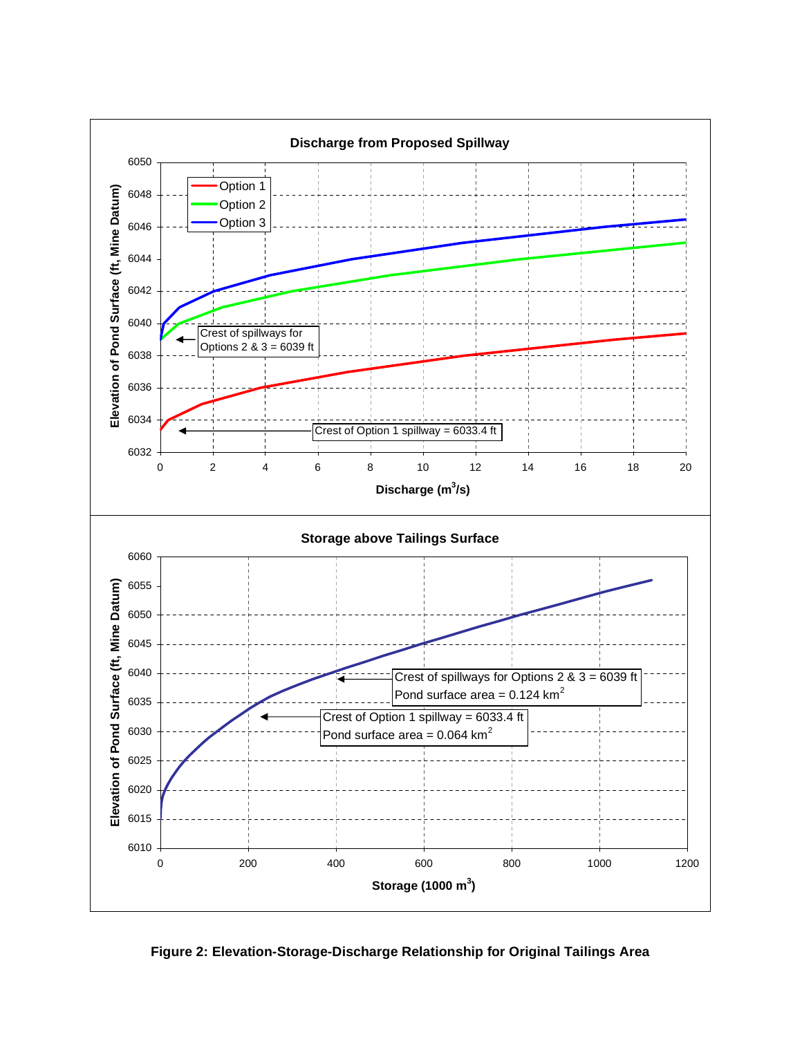**Discharge from Proposed Spillway**

- Vertical axis: Elevation of Pond Surface (ft, Mine Datum)
- Horizontal axis: Discharge ($m^3/s$)
- Legend: Option 1, Option 2, Option 3
- Crest of spillways for Options 2 & 3 = 6039 ft
- Crest of Option 1 spillway = 6033.4 ft

**Storage above Tailings Surface**

- Vertical axis: Elevation of Pond Surface (ft, Mine Datum)
- Horizontal axis: Storage (1000 $m^3$)
- Crest of spillways for Options 2 & 3 = 6039 ft; Pond surface area = 0.124 $km^2$
- Crest of Option 1 spillway = 6033.4 ft; Pond surface area = 0.064 $km^2$

**Figure 2: Elevation-Storage-Discharge Relationship for Original Tailings Area**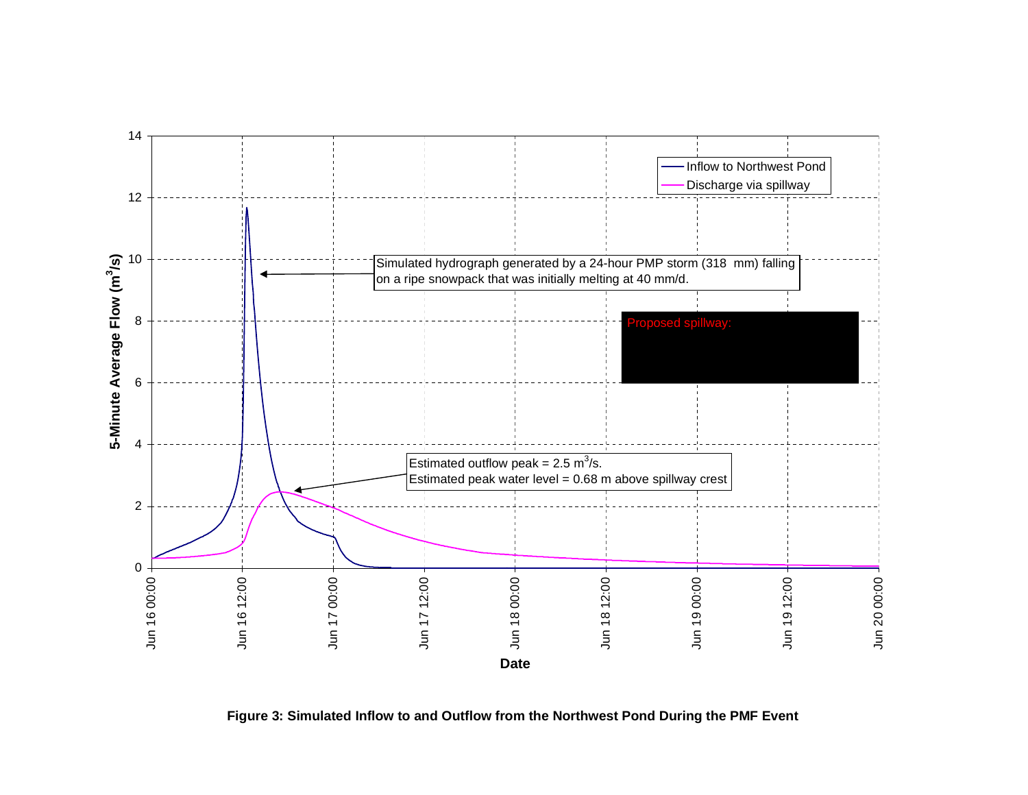Inflow to Northwest Pond

Discharge via spillway

Simulated hydrograph generated by a 24-hour PMP storm (318 mm) falling on a ripe snowpack that was initially melting at 40 mm/d.

Proposed spillway:

Estimated outflow peak = 2.5 $m^3$/s.
Estimated peak water level = 0.68 m above spillway crest

5-Minute Average Flow ($m^3$/s)

Date

**Figure 3: Simulated Inflow to and Outflow from the Northwest Pond During the PMF Event**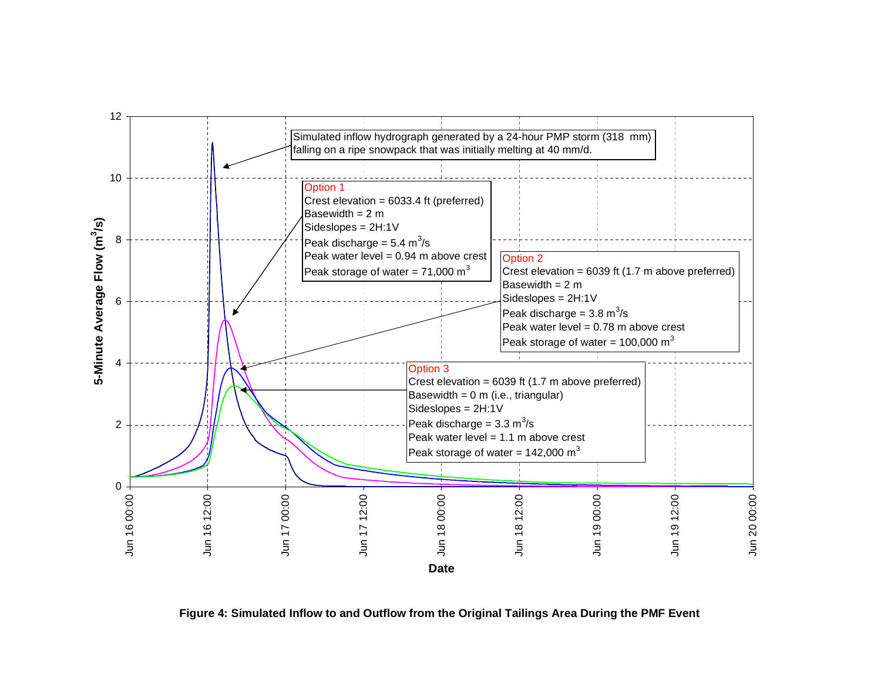Simulated inflow hydrograph generated by a 24-hour PMP storm (318 mm) falling on a ripe snowpack that was initially melting at 40 mm/d.

Option 1
Crest elevation = 6033.4 ft (preferred)
Basewidth = 2 m
Sideslopes = 2H:1V
Peak discharge = 5.4 $m^3/s$
Peak water level = 0.94 m above crest
Peak storage of water = 71,000 $m^3$

Option 2
Crest elevation = 6039 ft (1.7 m above preferred)
Basewidth = 2 m
Sideslopes = 2H:1V
Peak discharge = 3.8 $m^3/s$
Peak water level = 0.78 m above crest
Peak storage of water = 100,000 $m^3$

Option 3
Crest elevation = 6039 ft (1.7 m above preferred)
Basewidth = 0 m (i.e., triangular)
Sideslopes = 2H:1V
Peak discharge = 3.3 $m^3/s$
Peak water level = 1.1 m above crest
Peak storage of water = 142,000 $m^3$

5-Minute Average Flow ($m^3/s$)

Date

**Figure 4: Simulated Inflow to and Outflow from the Original Tailings Area During the PMF Event**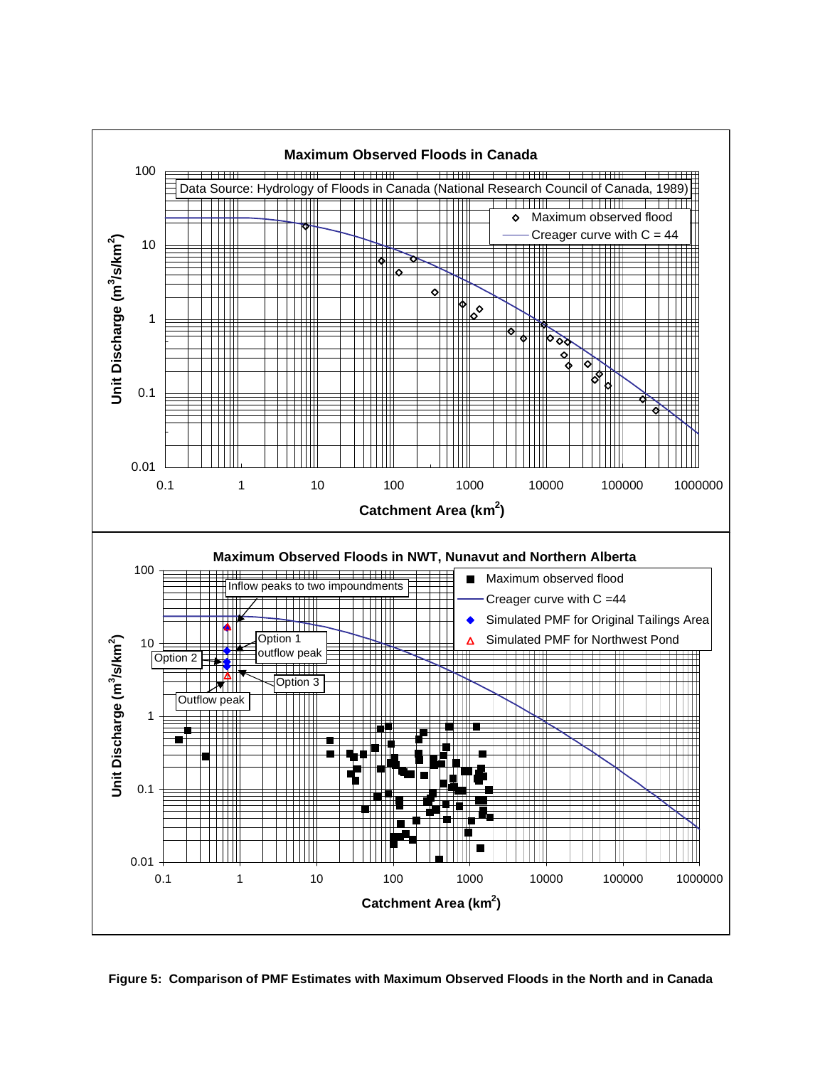**Maximum Observed Floods in Canada**

Data Source: Hydrology of Floods in Canada (National Research Council of Canada, 1989)

- Maximum observed flood
- Creager curve with C = 44

Unit Discharge ($m^3/s/km^2$)

Catchment Area ($km^2$)

**Maximum Observed Floods in NWT, Nunavut and Northern Alberta**

- Maximum observed flood
- Creager curve with C =44
- Simulated PMF for Original Tailings Area
- Simulated PMF for Northwest Pond

Inflow peaks to two impoundments

Option 1 outflow peak

Option 2

Option 3

Outflow peak

Unit Discharge ($m^3/s/km^2$)

Catchment Area ($km^2$)

**Figure 5: Comparison of PMF Estimates with Maximum Observed Floods in the North and in Canada**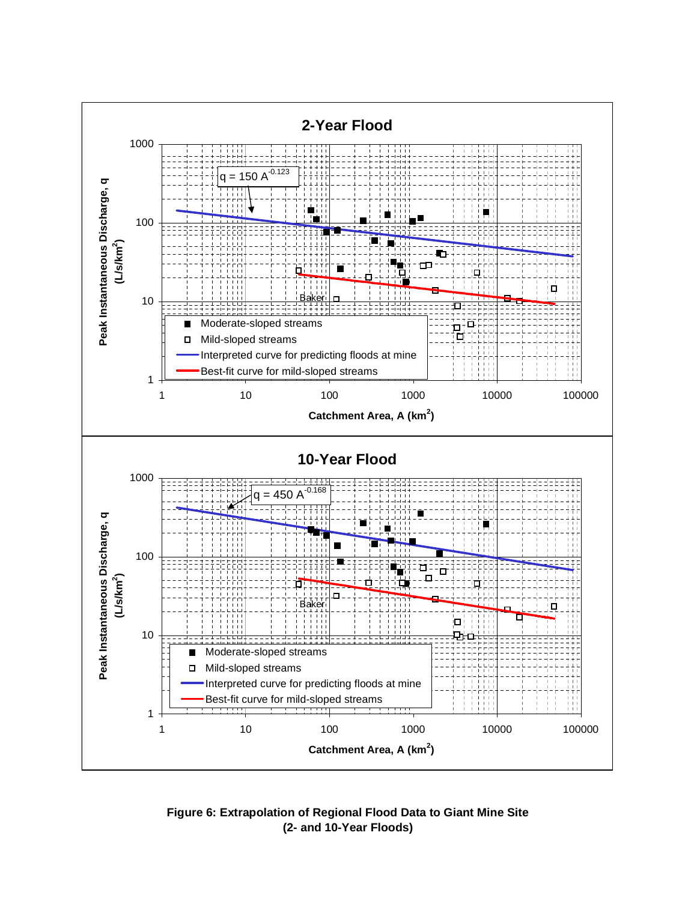## 2-Year Flood

$q = 150\ A^{-0.123}$

Peak Instantaneous Discharge, q (L/s/km$^2$)

Catchment Area, A (km$^2$)

- Moderate-sloped streams
- Mild-sloped streams
- Interpreted curve for predicting floods at mine
- Best-fit curve for mild-sloped streams

Baker

## 10-Year Flood

$q = 450\ A^{-0.168}$

Peak Instantaneous Discharge, q (L/s/km$^2$)

Catchment Area, A (km$^2$)

- Moderate-sloped streams
- Mild-sloped streams
- Interpreted curve for predicting floods at mine
- Best-fit curve for mild-sloped streams

Baker

**Figure 6: Extrapolation of Regional Flood Data to Giant Mine Site (2- and 10-Year Floods)**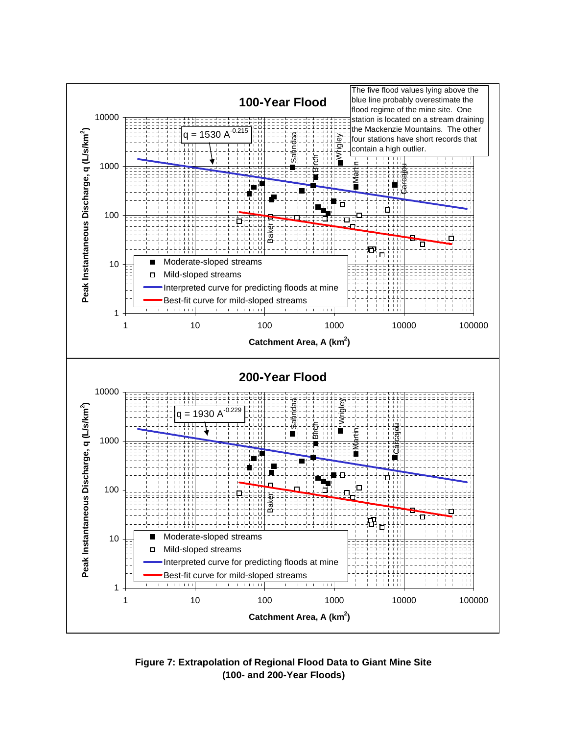100-Year Flood

The five flood values lying above the blue line probably overestimate the flood regime of the mine site. One station is located on a stream draining the Mackenzie Mountains. The other four stations have short records that contain a high outlier.

$q = 1530\ A^{-0.215}$

Sahndaa

Birch

Wrigley

Martin

Carcajou

Baker

Moderate-sloped streams

Mild-sloped streams

Interpreted curve for predicting floods at mine

Best-fit curve for mild-sloped streams

Peak Instantaneous Discharge, q (L/s/km$^2$)

Catchment Area, A (km$^2$)

10000

1000

100

10

1

1

10

100

1000

10000

100000

200-Year Flood

$q = 1930\ A^{-0.229}$

Sahndaa

Wrigley

Birch

Martin

Carcajou

Baker

Moderate-sloped streams

Mild-sloped streams

Interpreted curve for predicting floods at mine

Best-fit curve for mild-sloped streams

Peak Instantaneous Discharge, q (L/s/km$^2$)

Catchment Area, A (km$^2$)

10000

1000

100

10

1

1

10

100

1000

10000

100000

**Figure 7: Extrapolation of Regional Flood Data to Giant Mine Site (100- and 200-Year Floods)**